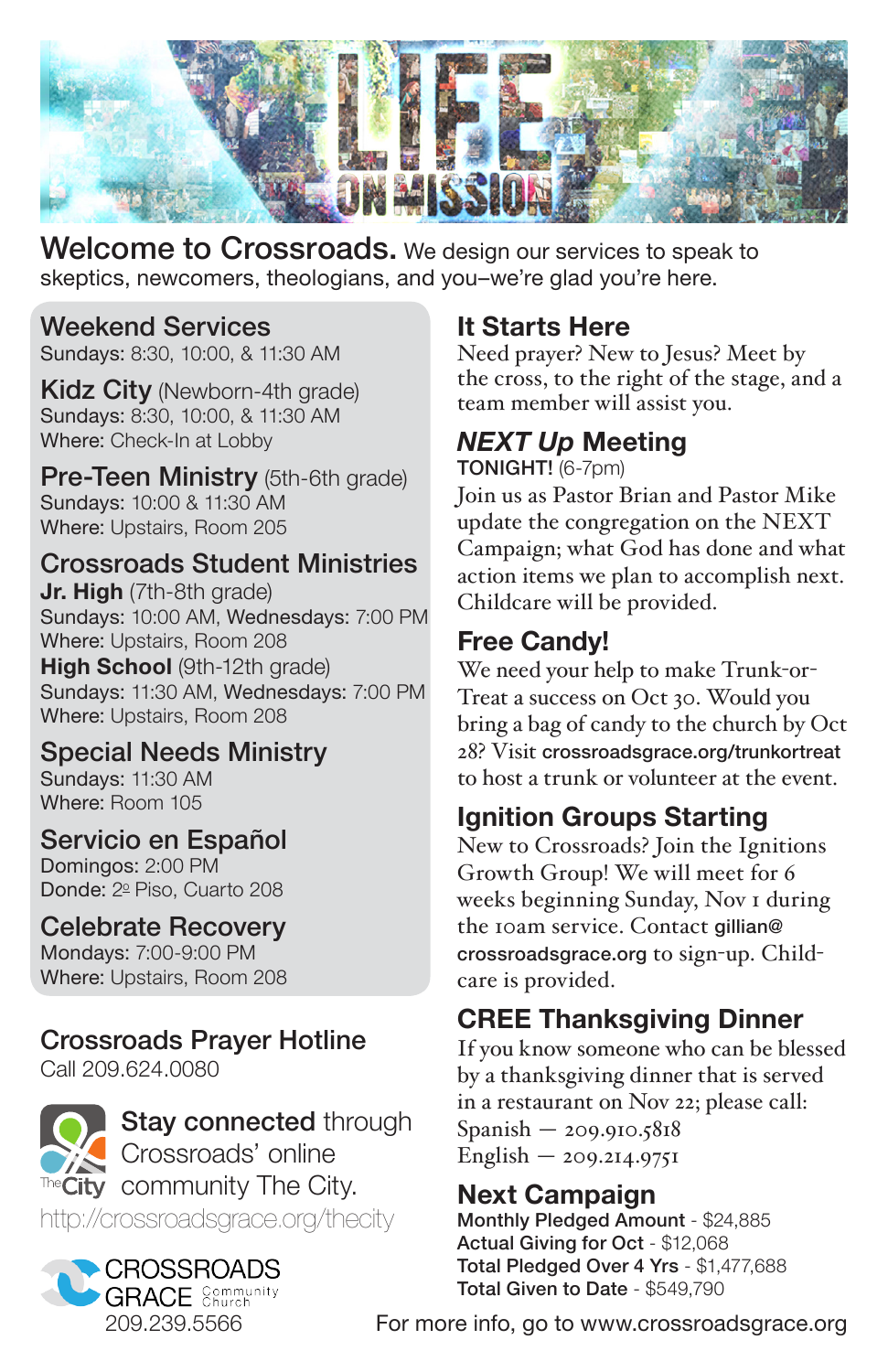**Welcome to Crossroads.** We design our services to speak to skeptics, newcomers, theologians, and you–we're glad you're here.

## Weekend Services
Sundays: 8:30, 10:00, & 11:30 AM

## Kidz City (Newborn-4th grade)
Sundays: 8:30, 10:00, & 11:30 AM
Where: Check-In at Lobby

## Pre-Teen Ministry (5th-6th grade)
Sundays: 10:00 & 11:30 AM
Where: Upstairs, Room 205

## Crossroads Student Ministries
**Jr. High** (7th-8th grade)
Sundays: 10:00 AM, Wednesdays: 7:00 PM
Where: Upstairs, Room 208
**High School** (9th-12th grade)
Sundays: 11:30 AM, Wednesdays: 7:00 PM
Where: Upstairs, Room 208

## Special Needs Ministry
Sundays: 11:30 AM
Where: Room 105

## Servicio en Español
Domingos: 2:00 PM
Donde: 2º Piso, Cuarto 208

## Celebrate Recovery
Mondays: 7:00-9:00 PM
Where: Upstairs, Room 208

## Crossroads Prayer Hotline
Call 209.624.0080

**Stay connected** through Crossroads' online community The City.
http://crossroadsgrace.org/thecity

CROSSROADS GRACE Community Church
209.239.5566

## It Starts Here
Need prayer? New to Jesus? Meet by the cross, to the right of the stage, and a team member will assist you.

## *NEXT Up* Meeting
TONIGHT! (6-7pm)
Join us as Pastor Brian and Pastor Mike update the congregation on the NEXT Campaign; what God has done and what action items we plan to accomplish next. Childcare will be provided.

## Free Candy!
We need your help to make Trunk-or-Treat a success on Oct 30. Would you bring a bag of candy to the church by Oct 28? Visit crossroadsgrace.org/trunkortreat to host a trunk or volunteer at the event.

## Ignition Groups Starting
New to Crossroads? Join the Ignitions Growth Group! We will meet for 6 weeks beginning Sunday, Nov 1 during the 10am service. Contact gillian@crossroadsgrace.org to sign-up. Childcare is provided.

## CREE Thanksgiving Dinner
If you know someone who can be blessed by a thanksgiving dinner that is served in a restaurant on Nov 22; please call:
Spanish — 209.910.5818
English — 209.214.9751

## Next Campaign
**Monthly Pledged Amount** - $24,885
**Actual Giving for Oct** - $12,068
**Total Pledged Over 4 Yrs** - $1,477,688
**Total Given to Date** - $549,790

For more info, go to www.crossroadsgrace.org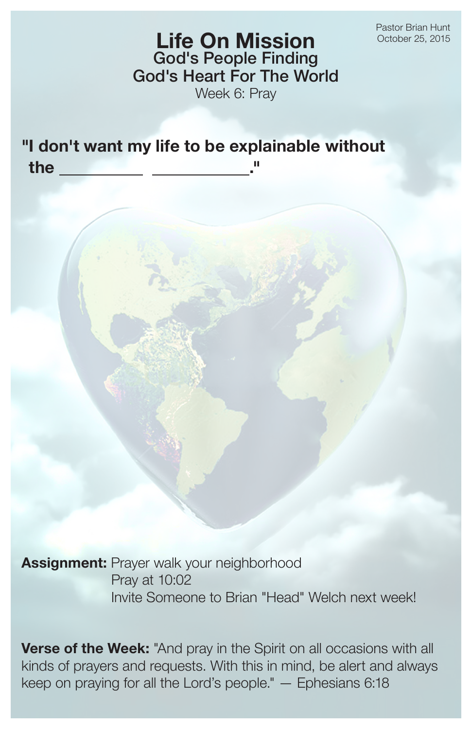Pastor Brian Hunt
October 25, 2015

# Life On Mission

## God's People Finding God's Heart For The World

Week 6: Pray

**"I don't want my life to be explainable without the __________ ___________."**

**Assignment:** Prayer walk your neighborhood
Pray at 10:02
Invite Someone to Brian "Head" Welch next week!

**Verse of the Week:** "And pray in the Spirit on all occasions with all kinds of prayers and requests. With this in mind, be alert and always keep on praying for all the Lord's people." — Ephesians 6:18